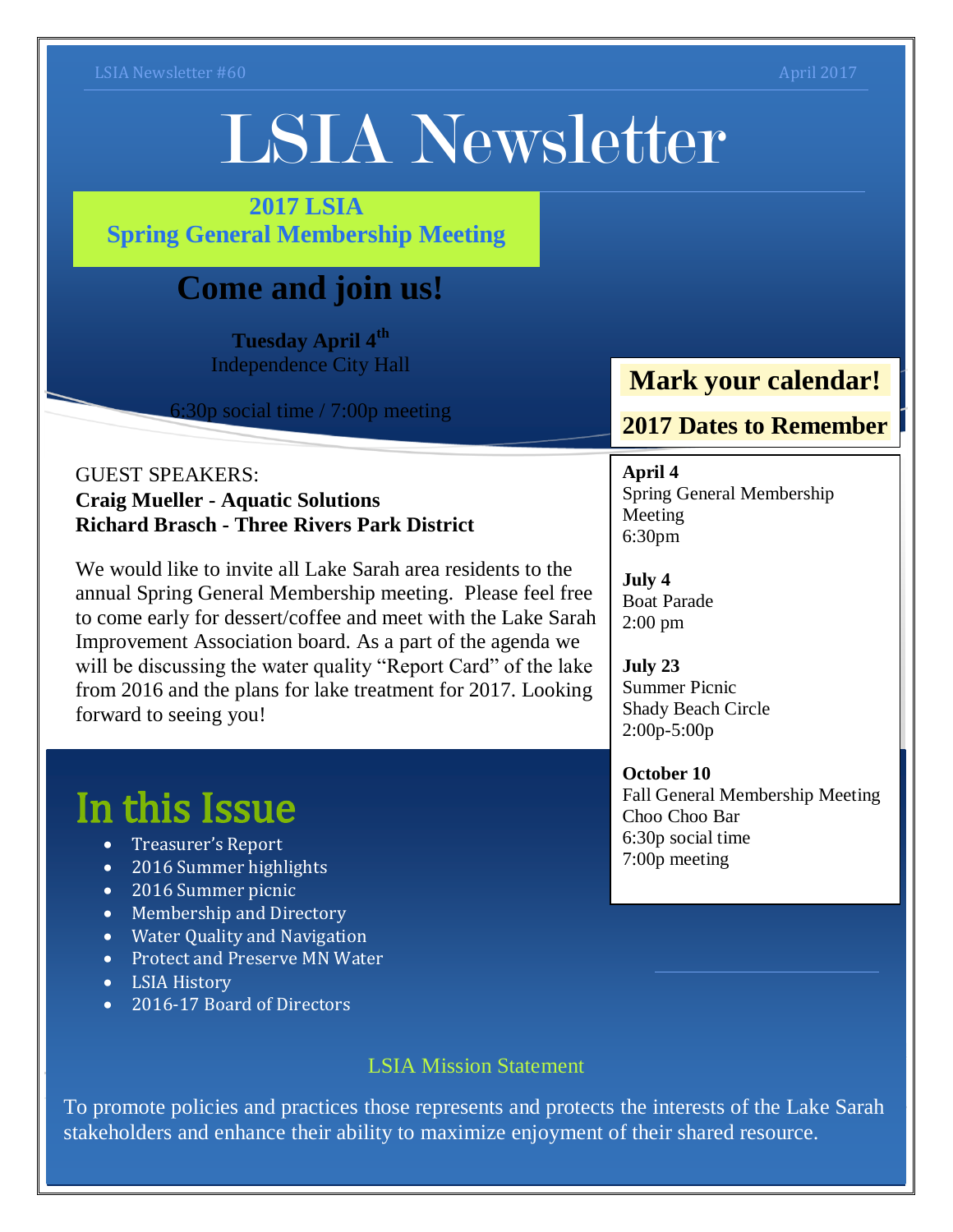LSIA Newsletter #60 — April 2017

# LSIA Newsletter

## 2017 LSIA Spring General Membership Meeting

## Come and join us!

**Tuesday April 4th**
Independence City Hall

6:30p social time / 7:00p meeting

GUEST SPEAKERS:
**Craig Mueller - Aquatic Solutions**
**Richard Brasch - Three Rivers Park District**

We would like to invite all Lake Sarah area residents to the annual Spring General Membership meeting. Please feel free to come early for dessert/coffee and meet with the Lake Sarah Improvement Association board. As a part of the agenda we will be discussing the water quality "Report Card" of the lake from 2016 and the plans for lake treatment for 2017. Looking forward to seeing you!

## Mark your calendar!

### 2017 Dates to Remember

**April 4**
Spring General Membership Meeting
6:30pm

**July 4**
Boat Parade
2:00 pm

**July 23**
Summer Picnic
Shady Beach Circle
2:00p-5:00p

**October 10**
Fall General Membership Meeting
Choo Choo Bar
6:30p social time
7:00p meeting

## In this Issue

- Treasurer's Report
- 2016 Summer highlights
- 2016 Summer picnic
- Membership and Directory
- Water Quality and Navigation
- Protect and Preserve MN Water
- LSIA History
- 2016-17 Board of Directors

### LSIA Mission Statement

To promote policies and practices those represents and protects the interests of the Lake Sarah stakeholders and enhance their ability to maximize enjoyment of their shared resource.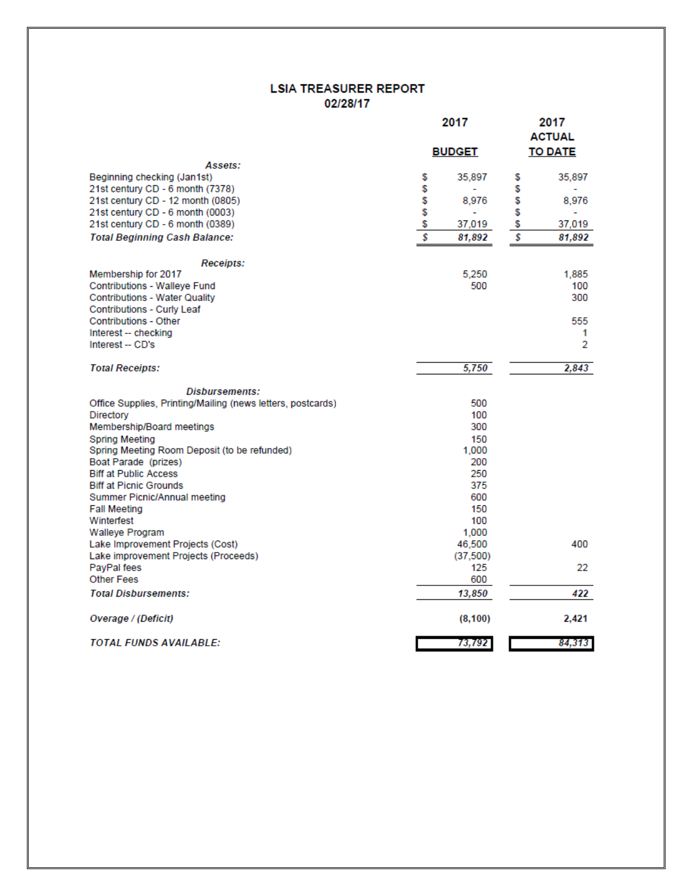# LSIA TREASURER REPORT

02/28/17

| | 2017 BUDGET | 2017 ACTUAL TO DATE |
|---|---|---|
| ***Assets:*** | | |
| Beginning checking (Jan1st) | $ 35,897 | $ 35,897 |
| 21st century CD - 6 month (7378) | $ - | $ - |
| 21st century CD - 12 month (0805) | $ 8,976 | $ 8,976 |
| 21st century CD - 6 month (0003) | $ - | $ - |
| 21st century CD - 6 month (0389) | $ 37,019 | $ 37,019 |
| ***Total Beginning Cash Balance:*** | ***$ 81,892*** | ***$ 81,892*** |
| ***Receipts:*** | | |
| Membership for 2017 | 5,250 | 1,885 |
| Contributions - Walleye Fund | 500 | 100 |
| Contributions - Water Quality | | 300 |
| Contributions - Curly Leaf | | |
| Contributions - Other | | 555 |
| Interest -- checking | | 1 |
| Interest -- CD's | | 2 |
| ***Total Receipts:*** | ***5,750*** | ***2,843*** |
| ***Disbursements:*** | | |
| Office Supplies, Printing/Mailing (news letters, postcards) | 500 | |
| Directory | 100 | |
| Membership/Board meetings | 300 | |
| Spring Meeting | 150 | |
| Spring Meeting Room Deposit (to be refunded) | 1,000 | |
| Boat Parade (prizes) | 200 | |
| Biff at Public Access | 250 | |
| Biff at Picnic Grounds | 375 | |
| Summer Picnic/Annual meeting | 600 | |
| Fall Meeting | 150 | |
| Winterfest | 100 | |
| Walleye Program | 1,000 | |
| Lake Improvement Projects (Cost) | 46,500 | 400 |
| Lake improvement Projects (Proceeds) | (37,500) | |
| PayPal fees | 125 | 22 |
| Other Fees | 600 | |
| ***Total Disbursements:*** | ***13,850*** | ***422*** |
| ***Overage / (Deficit)*** | **(8,100)** | **2,421** |
| ***TOTAL FUNDS AVAILABLE:*** | ***73,792*** | ***84,313*** |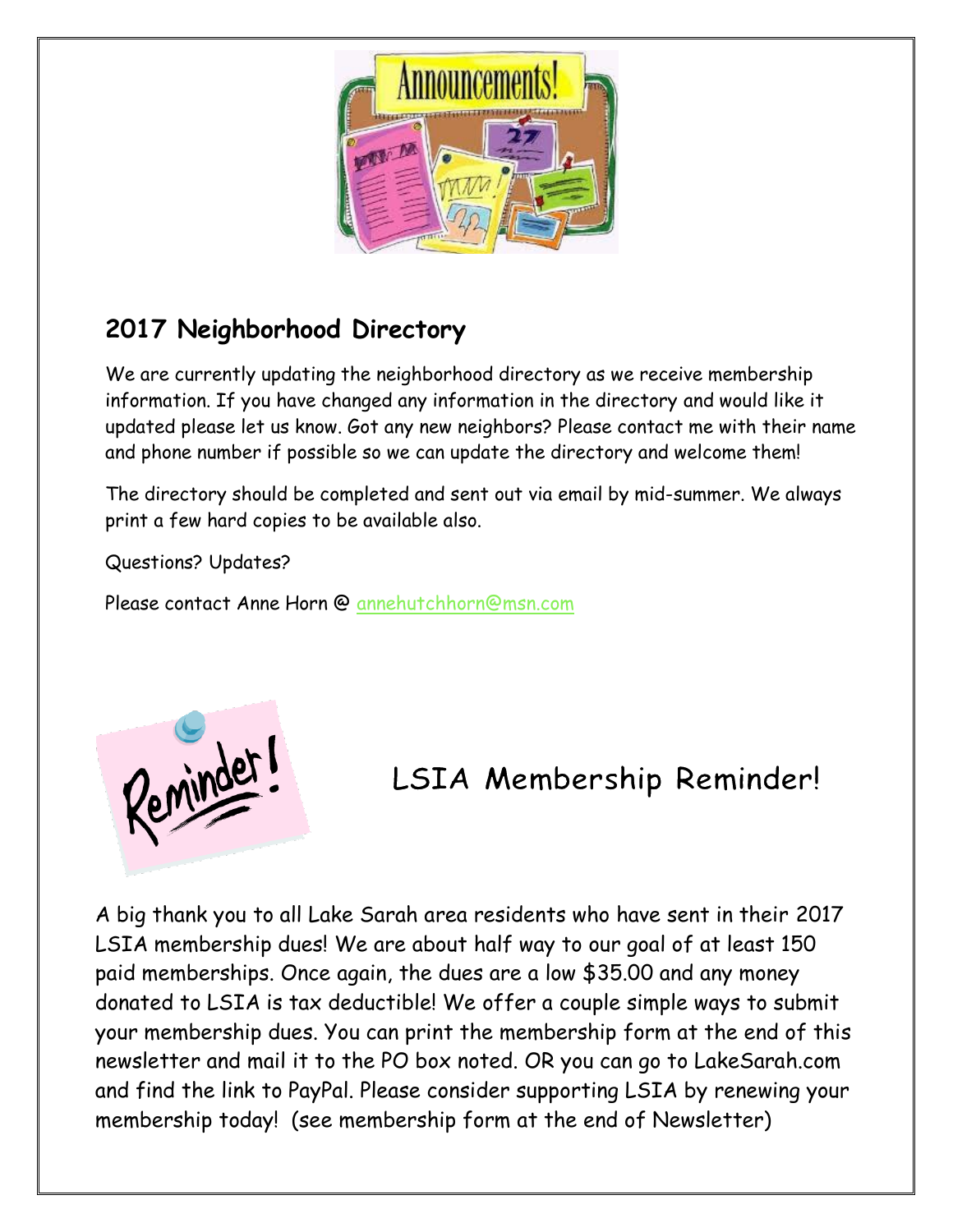## 2017 Neighborhood Directory

We are currently updating the neighborhood directory as we receive membership information. If you have changed any information in the directory and would like it updated please let us know. Got any new neighbors? Please contact me with their name and phone number if possible so we can update the directory and welcome them!

The directory should be completed and sent out via email by mid-summer. We always print a few hard copies to be available also.

Questions? Updates?

Please contact Anne Horn @ annehutchhorn@msn.com

## LSIA Membership Reminder!

A big thank you to all Lake Sarah area residents who have sent in their 2017 LSIA membership dues! We are about half way to our goal of at least 150 paid memberships. Once again, the dues are a low $35.00 and any money donated to LSIA is tax deductible! We offer a couple simple ways to submit your membership dues. You can print the membership form at the end of this newsletter and mail it to the PO box noted. OR you can go to LakeSarah.com and find the link to PayPal. Please consider supporting LSIA by renewing your membership today! (see membership form at the end of Newsletter)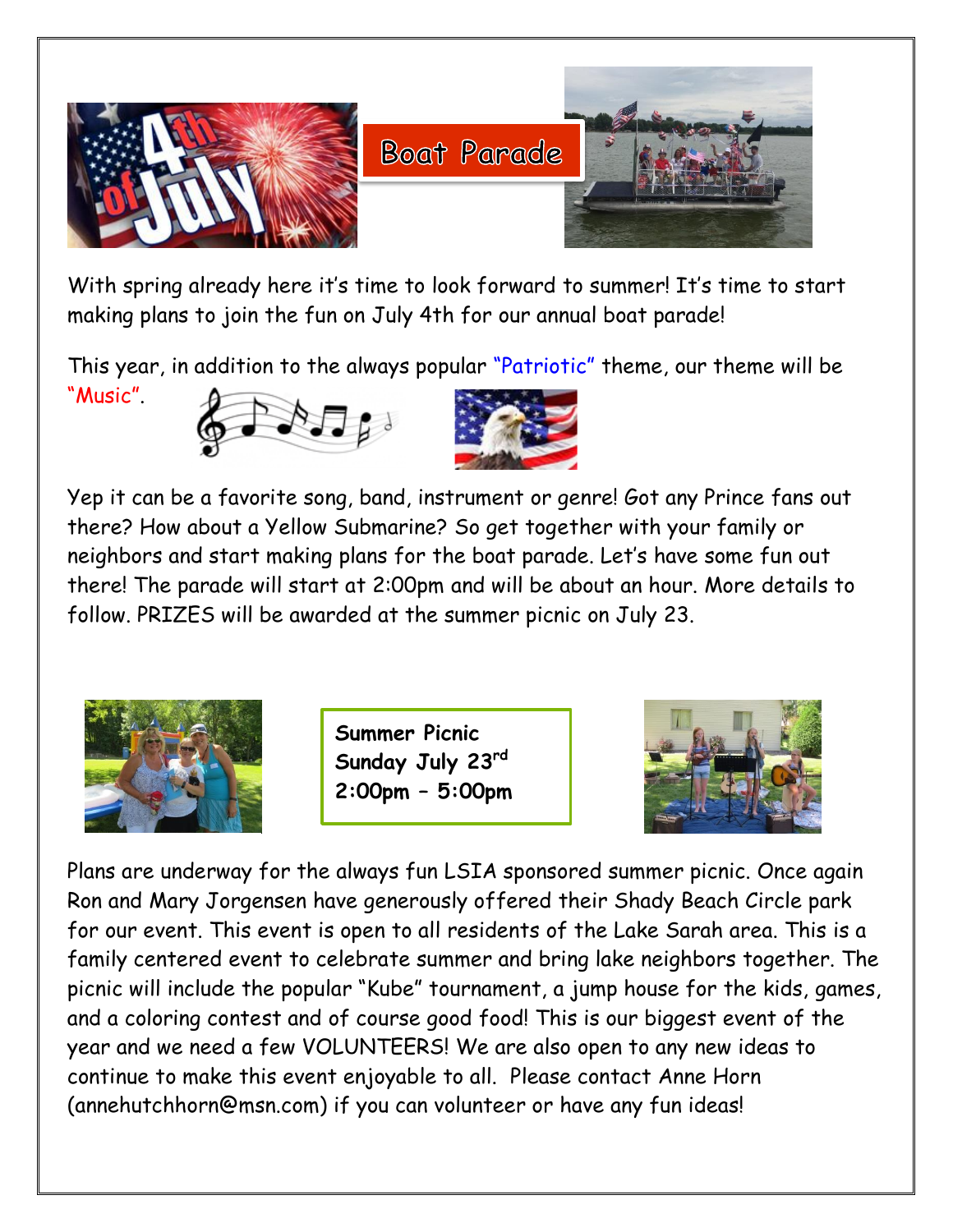## Boat Parade

With spring already here it's time to look forward to summer! It's time to start making plans to join the fun on July 4th for our annual boat parade!

This year, in addition to the always popular "Patriotic" theme, our theme will be "Music".

Yep it can be a favorite song, band, instrument or genre! Got any Prince fans out there? How about a Yellow Submarine? So get together with your family or neighbors and start making plans for the boat parade. Let's have some fun out there! The parade will start at 2:00pm and will be about an hour. More details to follow. PRIZES will be awarded at the summer picnic on July 23.

**Summer Picnic**
**Sunday July 23rd**
**2:00pm – 5:00pm**

Plans are underway for the always fun LSIA sponsored summer picnic. Once again Ron and Mary Jorgensen have generously offered their Shady Beach Circle park for our event. This event is open to all residents of the Lake Sarah area. This is a family centered event to celebrate summer and bring lake neighbors together. The picnic will include the popular "Kube" tournament, a jump house for the kids, games, and a coloring contest and of course good food! This is our biggest event of the year and we need a few VOLUNTEERS! We are also open to any new ideas to continue to make this event enjoyable to all. Please contact Anne Horn (annehutchhorn@msn.com) if you can volunteer or have any fun ideas!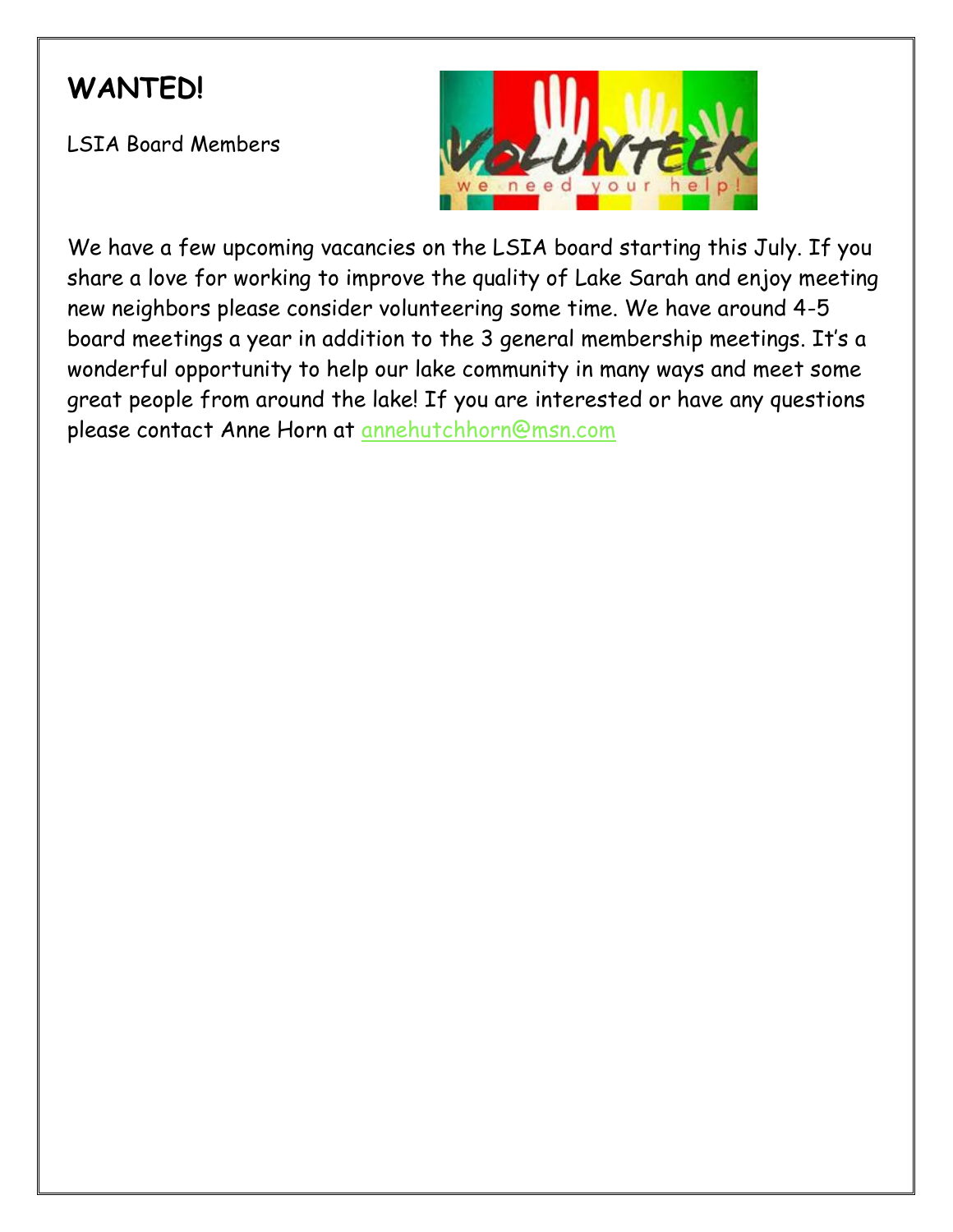# WANTED!

LSIA Board Members

We have a few upcoming vacancies on the LSIA board starting this July. If you share a love for working to improve the quality of Lake Sarah and enjoy meeting new neighbors please consider volunteering some time. We have around 4-5 board meetings a year in addition to the 3 general membership meetings. It's a wonderful opportunity to help our lake community in many ways and meet some great people from around the lake! If you are interested or have any questions please contact Anne Horn at annehutchhorn@msn.com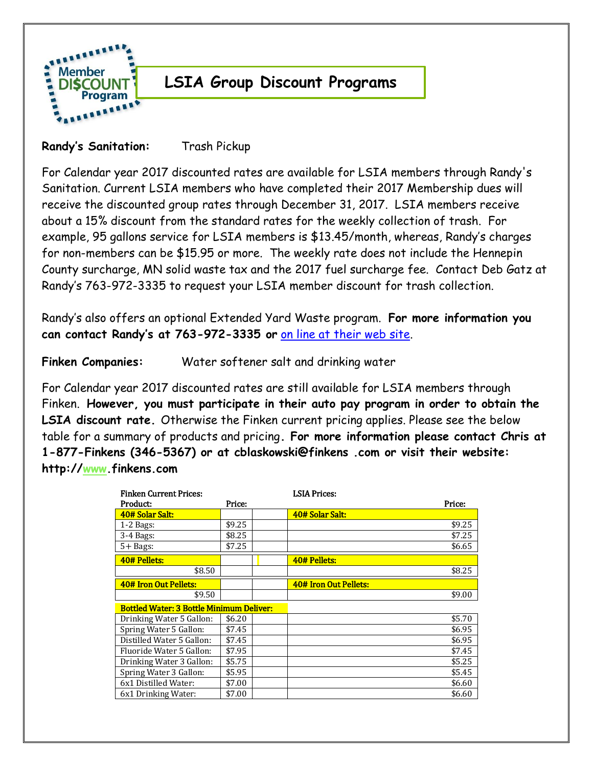# LSIA Group Discount Programs

**Randy's Sanitation:** Trash Pickup

For Calendar year 2017 discounted rates are available for LSIA members through Randy's Sanitation. Current LSIA members who have completed their 2017 Membership dues will receive the discounted group rates through December 31, 2017. LSIA members receive about a 15% discount from the standard rates for the weekly collection of trash. For example, 95 gallons service for LSIA members is $13.45/month, whereas, Randy's charges for non-members can be $15.95 or more. The weekly rate does not include the Hennepin County surcharge, MN solid waste tax and the 2017 fuel surcharge fee. Contact Deb Gatz at Randy's 763-972-3335 to request your LSIA member discount for trash collection.

Randy's also offers an optional Extended Yard Waste program. **For more information you can contact Randy's at 763-972-3335 or** on line at their web site.

**Finken Companies:** Water softener salt and drinking water

For Calendar year 2017 discounted rates are still available for LSIA members through Finken. **However, you must participate in their auto pay program in order to obtain the LSIA discount rate.** Otherwise the Finken current pricing applies. Please see the below table for a summary of products and pricing. **For more information please contact Chris at 1-877-Finkens (346-5367) or at cblaskowski@finkens .com or visit their website: http://www.finkens.com**

| Finken Current Prices: Product: | Price: | | LSIA Prices: Price: |
|---|---|---|---|
| **40# Solar Salt:** | | | **40# Solar Salt:** |
| 1-2 Bags: | $9.25 | | $9.25 |
| 3-4 Bags: | $8.25 | | $7.25 |
| 5+ Bags: | $7.25 | | $6.65 |
| **40# Pellets:** | | | **40# Pellets:** |
| $8.50 | | | $8.25 |
| **40# Iron Out Pellets:** | | | **40# Iron Out Pellets:** |
| $9.50 | | | $9.00 |
| **Bottled Water: 3 Bottle Minimum Deliver:** | | | |
| Drinking Water 5 Gallon: | $6.20 | | $5.70 |
| Spring Water 5 Gallon: | $7.45 | | $6.95 |
| Distilled Water 5 Gallon: | $7.45 | | $6.95 |
| Fluoride Water 5 Gallon: | $7.95 | | $7.45 |
| Drinking Water 3 Gallon: | $5.75 | | $5.25 |
| Spring Water 3 Gallon: | $5.95 | | $5.45 |
| 6x1 Distilled Water: | $7.00 | | $6.60 |
| 6x1 Drinking Water: | $7.00 | | $6.60 |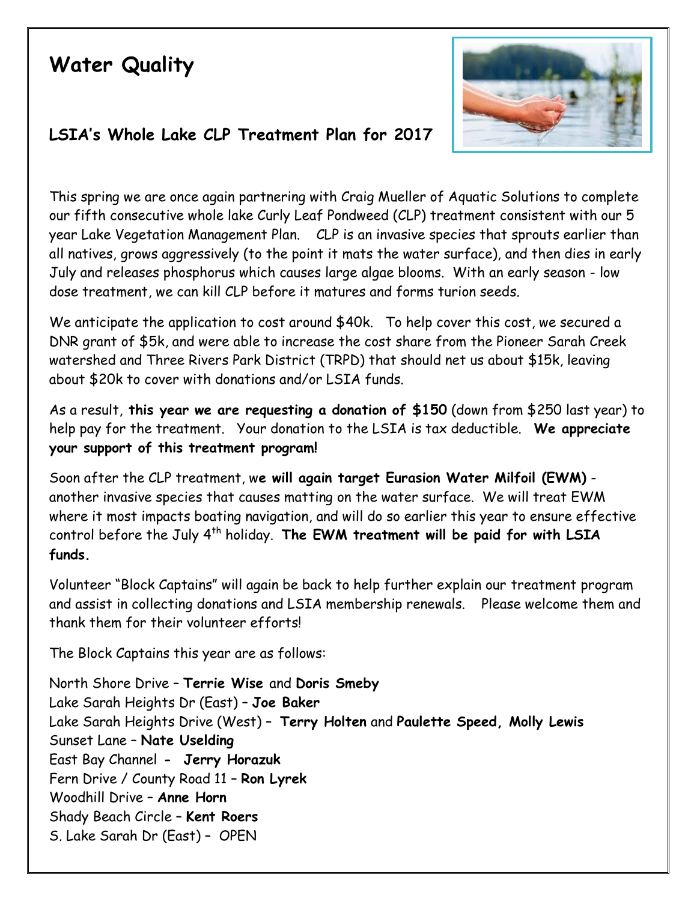# Water Quality

## LSIA's Whole Lake CLP Treatment Plan for 2017

This spring we are once again partnering with Craig Mueller of Aquatic Solutions to complete our fifth consecutive whole lake Curly Leaf Pondweed (CLP) treatment consistent with our 5 year Lake Vegetation Management Plan. CLP is an invasive species that sprouts earlier than all natives, grows aggressively (to the point it mats the water surface), and then dies in early July and releases phosphorus which causes large algae blooms. With an early season - low dose treatment, we can kill CLP before it matures and forms turion seeds.

We anticipate the application to cost around $40k. To help cover this cost, we secured a DNR grant of $5k, and were able to increase the cost share from the Pioneer Sarah Creek watershed and Three Rivers Park District (TRPD) that should net us about $15k, leaving about $20k to cover with donations and/or LSIA funds.

As a result, **this year we are requesting a donation of $150** (down from $250 last year) to help pay for the treatment. Your donation to the LSIA is tax deductible. **We appreciate your support of this treatment program!**

Soon after the CLP treatment, w**e will again target Eurasion Water Milfoil (EWM)** - another invasive species that causes matting on the water surface. We will treat EWM where it most impacts boating navigation, and will do so earlier this year to ensure effective control before the July 4th holiday. **The EWM treatment will be paid for with LSIA funds.**

Volunteer "Block Captains" will again be back to help further explain our treatment program and assist in collecting donations and LSIA membership renewals. Please welcome them and thank them for their volunteer efforts!

The Block Captains this year are as follows:

North Shore Drive – **Terrie Wise** and **Doris Smeby**
Lake Sarah Heights Dr (East) – **Joe Baker**
Lake Sarah Heights Drive (West) – **Terry Holten** and **Paulette Speed, Molly Lewis**
Sunset Lane – **Nate Uselding**
East Bay Channel - **Jerry Horazuk**
Fern Drive / County Road 11 – **Ron Lyrek**
Woodhill Drive – **Anne Horn**
Shady Beach Circle – **Kent Roers**
S. Lake Sarah Dr (East) – OPEN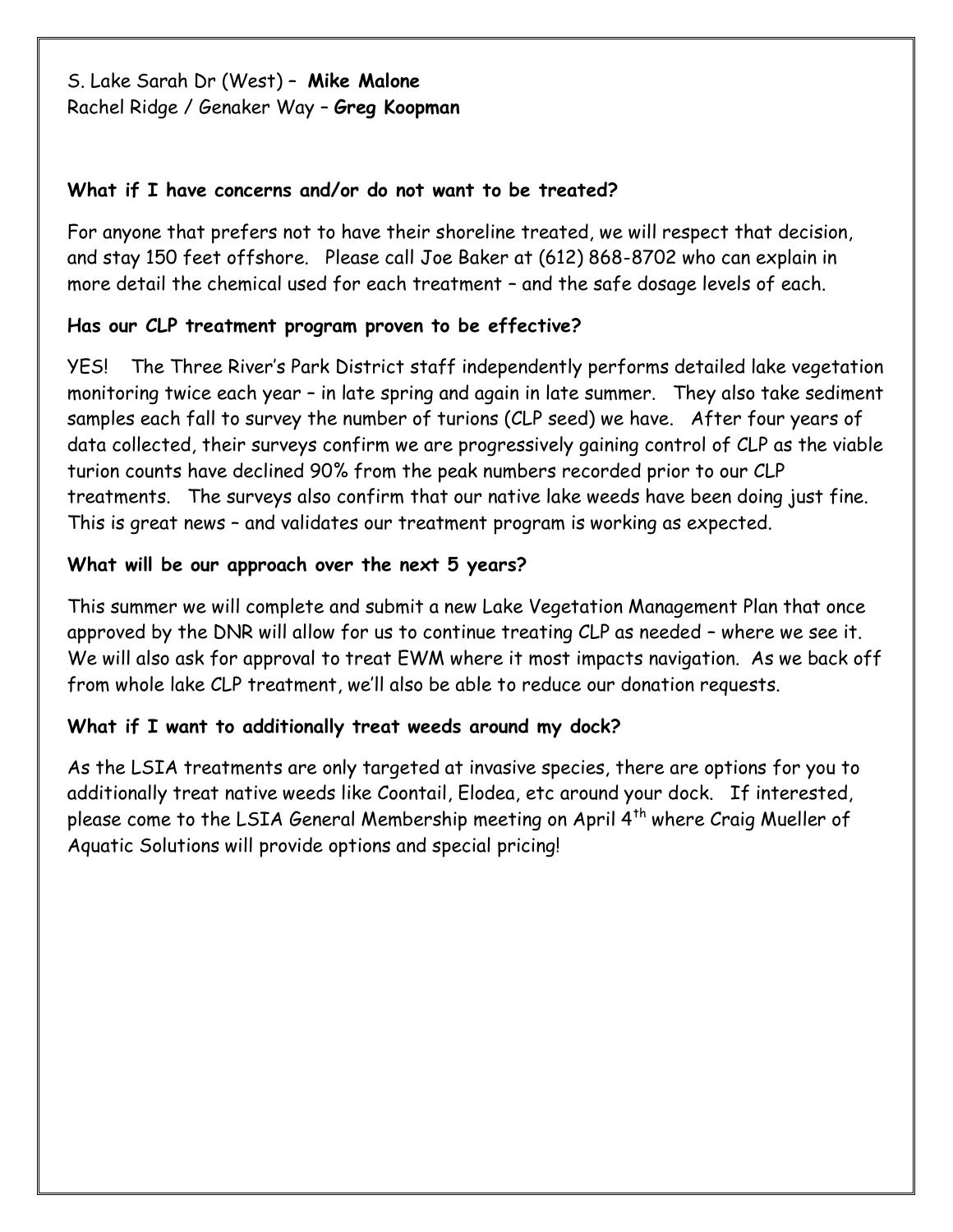S. Lake Sarah Dr (West) – **Mike Malone**
Rachel Ridge / Genaker Way – **Greg Koopman**

**What if I have concerns and/or do not want to be treated?**

For anyone that prefers not to have their shoreline treated, we will respect that decision, and stay 150 feet offshore. Please call Joe Baker at (612) 868-8702 who can explain in more detail the chemical used for each treatment – and the safe dosage levels of each.

**Has our CLP treatment program proven to be effective?**

YES! The Three River's Park District staff independently performs detailed lake vegetation monitoring twice each year – in late spring and again in late summer. They also take sediment samples each fall to survey the number of turions (CLP seed) we have. After four years of data collected, their surveys confirm we are progressively gaining control of CLP as the viable turion counts have declined 90% from the peak numbers recorded prior to our CLP treatments. The surveys also confirm that our native lake weeds have been doing just fine. This is great news – and validates our treatment program is working as expected.

**What will be our approach over the next 5 years?**

This summer we will complete and submit a new Lake Vegetation Management Plan that once approved by the DNR will allow for us to continue treating CLP as needed – where we see it. We will also ask for approval to treat EWM where it most impacts navigation. As we back off from whole lake CLP treatment, we'll also be able to reduce our donation requests.

**What if I want to additionally treat weeds around my dock?**

As the LSIA treatments are only targeted at invasive species, there are options for you to additionally treat native weeds like Coontail, Elodea, etc around your dock. If interested, please come to the LSIA General Membership meeting on April 4th where Craig Mueller of Aquatic Solutions will provide options and special pricing!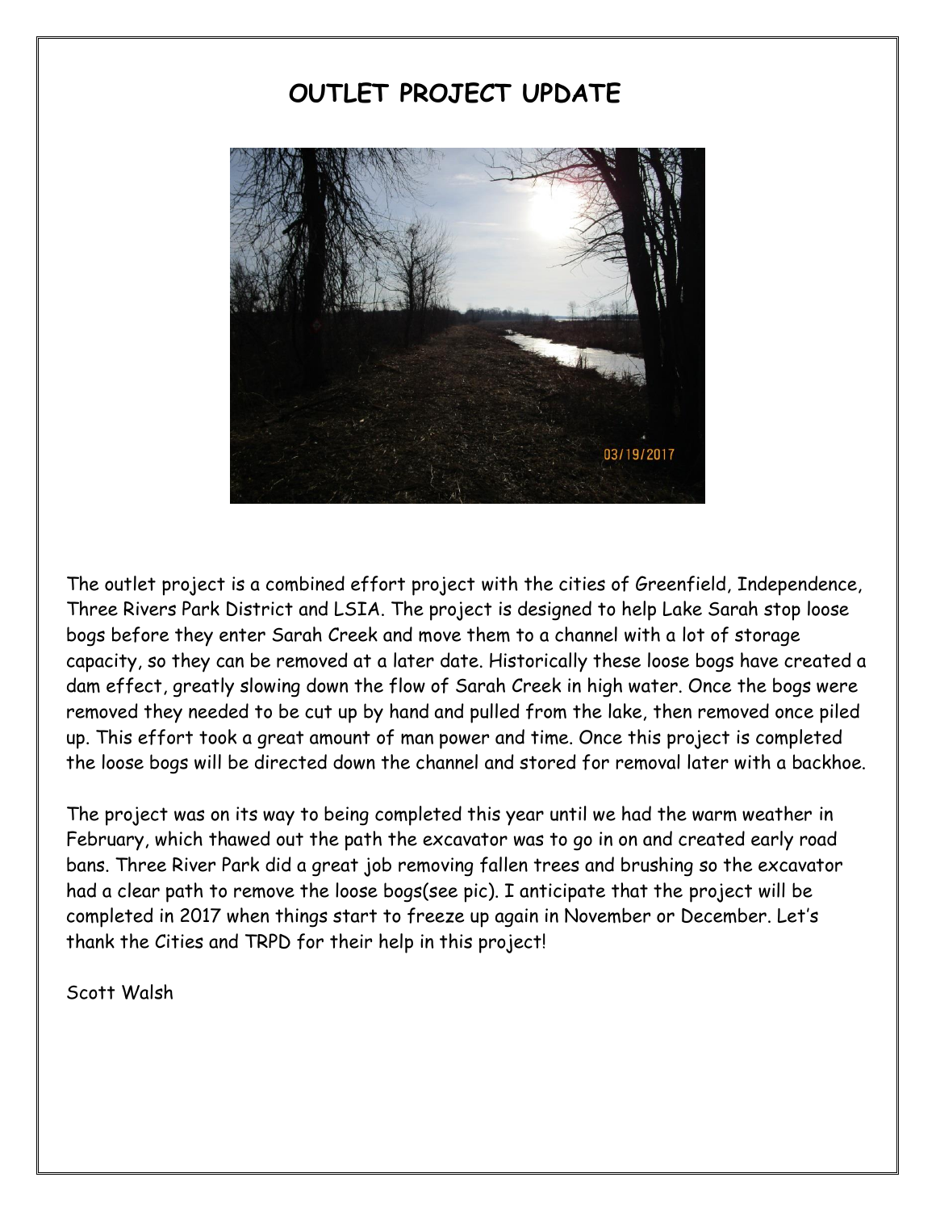# OUTLET PROJECT UPDATE

The outlet project is a combined effort project with the cities of Greenfield, Independence, Three Rivers Park District and LSIA. The project is designed to help Lake Sarah stop loose bogs before they enter Sarah Creek and move them to a channel with a lot of storage capacity, so they can be removed at a later date. Historically these loose bogs have created a dam effect, greatly slowing down the flow of Sarah Creek in high water. Once the bogs were removed they needed to be cut up by hand and pulled from the lake, then removed once piled up. This effort took a great amount of man power and time. Once this project is completed the loose bogs will be directed down the channel and stored for removal later with a backhoe.

The project was on its way to being completed this year until we had the warm weather in February, which thawed out the path the excavator was to go in on and created early road bans. Three River Park did a great job removing fallen trees and brushing so the excavator had a clear path to remove the loose bogs(see pic). I anticipate that the project will be completed in 2017 when things start to freeze up again in November or December. Let's thank the Cities and TRPD for their help in this project!

Scott Walsh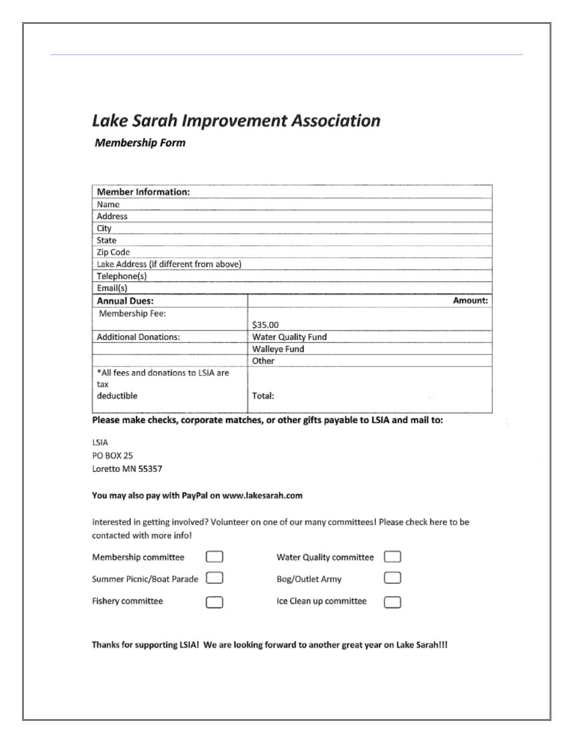# Lake Sarah Improvement Association

**Membership Form**

| **Member Information:** | |
|---|---|
| Name | |
| Address | |
| City | |
| State | |
| Zip Code | |
| Lake Address (if different from above) | |
| Telephone(s) | |
| Email(s) | |
| **Annual Dues:** | **Amount:** |
| Membership Fee: | $35.00 |
| Additional Donations: | Water Quality Fund |
| | Walleye Fund |
| | Other |
| *All fees and donations to LSIA are tax deductible | Total: |

**Please make checks, corporate matches, or other gifts payable to LSIA and mail to:**

LSIA
PO BOX 25
Loretto MN 55357

**You may also pay with PayPal on www.lakesarah.com**

Interested in getting involved? Volunteer on one of our many committees! Please check here to be contacted with more info!

- Membership committee ☐
- Water Quality committee ☐
- Summer Picnic/Boat Parade ☐
- Bog/Outlet Army ☐
- Fishery committee ☐
- Ice Clean up committee ☐

**Thanks for supporting LSIA! We are looking forward to another great year on Lake Sarah!!!**